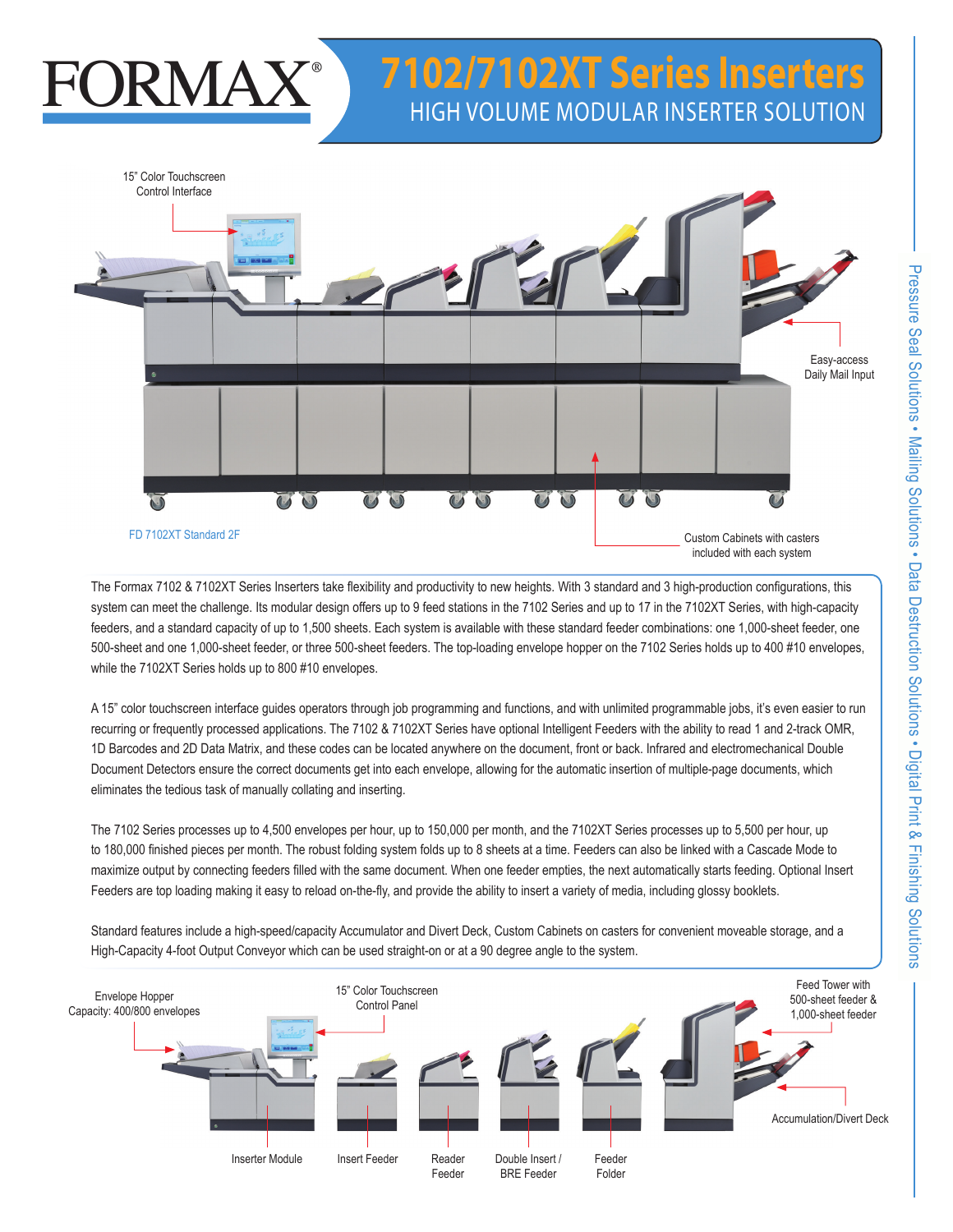# FORMAX®

# 7102/7102XT Series Inserters

## HIGH VOLUME MODULAR INSERTER SOLUTION

15" Color Touchscreen Control Interface

Easy-access Daily Mail Input

FD 7102XT Standard 2F

Custom Cabinets with casters included with each system

The Formax 7102 & 7102XT Series Inserters take flexibility and productivity to new heights. With 3 standard and 3 high-production configurations, this system can meet the challenge. Its modular design offers up to 9 feed stations in the 7102 Series and up to 17 in the 7102XT Series, with high-capacity feeders, and a standard capacity of up to 1,500 sheets. Each system is available with these standard feeder combinations: one 1,000-sheet feeder, one 500-sheet and one 1,000-sheet feeder, or three 500-sheet feeders. The top-loading envelope hopper on the 7102 Series holds up to 400 #10 envelopes, while the 7102XT Series holds up to 800 #10 envelopes.

A 15" color touchscreen interface guides operators through job programming and functions, and with unlimited programmable jobs, it's even easier to run recurring or frequently processed applications. The 7102 & 7102XT Series have optional Intelligent Feeders with the ability to read 1 and 2-track OMR, 1D Barcodes and 2D Data Matrix, and these codes can be located anywhere on the document, front or back. Infrared and electromechanical Double Document Detectors ensure the correct documents get into each envelope, allowing for the automatic insertion of multiple-page documents, which eliminates the tedious task of manually collating and inserting.

The 7102 Series processes up to 4,500 envelopes per hour, up to 150,000 per month, and the 7102XT Series processes up to 5,500 per hour, up to 180,000 finished pieces per month. The robust folding system folds up to 8 sheets at a time. Feeders can also be linked with a Cascade Mode to maximize output by connecting feeders filled with the same document. When one feeder empties, the next automatically starts feeding. Optional Insert Feeders are top loading making it easy to reload on-the-fly, and provide the ability to insert a variety of media, including glossy booklets.

Standard features include a high-speed/capacity Accumulator and Divert Deck, Custom Cabinets on casters for convenient moveable storage, and a High-Capacity 4-foot Output Conveyor which can be used straight-on or at a 90 degree angle to the system.

Envelope Hopper Capacity: 400/800 envelopes

15" Color Touchscreen Control Panel

Feed Tower with 500-sheet feeder & 1,000-sheet feeder

Accumulation/Divert Deck

Inserter Module | Insert Feeder | Reader Feeder | Double Insert / BRE Feeder | Feeder Folder

Pressure Seal Solutions • Mailing Solutions • Data Destruction Solutions • Digital Print & Finishing Solutions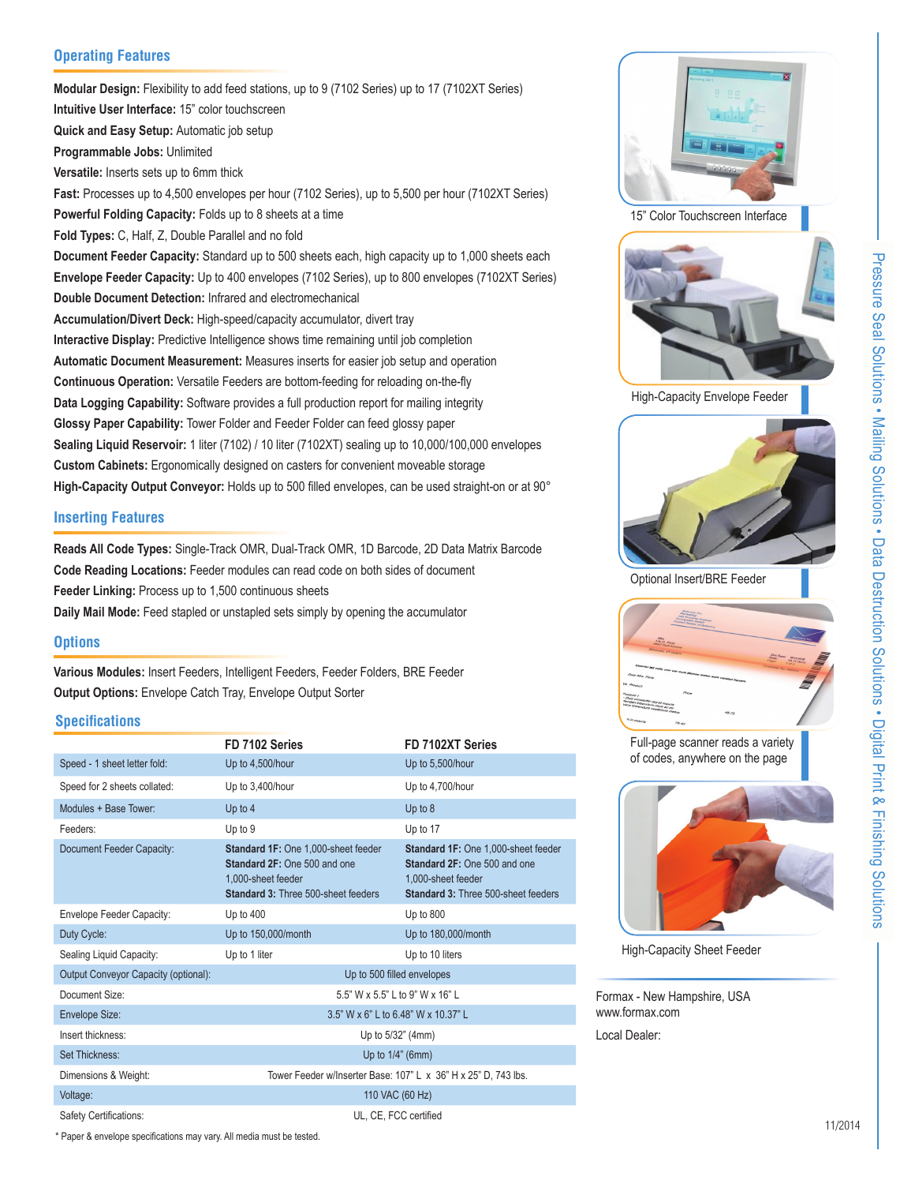## Operating Features

**Modular Design:** Flexibility to add feed stations, up to 9 (7102 Series) up to 17 (7102XT Series)
**Intuitive User Interface:** 15" color touchscreen
**Quick and Easy Setup:** Automatic job setup
**Programmable Jobs:** Unlimited
**Versatile:** Inserts sets up to 6mm thick
**Fast:** Processes up to 4,500 envelopes per hour (7102 Series), up to 5,500 per hour (7102XT Series)
**Powerful Folding Capacity:** Folds up to 8 sheets at a time
**Fold Types:** C, Half, Z, Double Parallel and no fold
**Document Feeder Capacity:** Standard up to 500 sheets each, high capacity up to 1,000 sheets each
**Envelope Feeder Capacity:** Up to 400 envelopes (7102 Series), up to 800 envelopes (7102XT Series)
**Double Document Detection:** Infrared and electromechanical
**Accumulation/Divert Deck:** High-speed/capacity accumulator, divert tray
**Interactive Display:** Predictive Intelligence shows time remaining until job completion
**Automatic Document Measurement:** Measures inserts for easier job setup and operation
**Continuous Operation:** Versatile Feeders are bottom-feeding for reloading on-the-fly
**Data Logging Capability:** Software provides a full production report for mailing integrity
**Glossy Paper Capability:** Tower Folder and Feeder Folder can feed glossy paper
**Sealing Liquid Reservoir:** 1 liter (7102) / 10 liter (7102XT) sealing up to 10,000/100,000 envelopes
**Custom Cabinets:** Ergonomically designed on casters for convenient moveable storage
**High-Capacity Output Conveyor:** Holds up to 500 filled envelopes, can be used straight-on or at 90°

## Inserting Features

**Reads All Code Types:** Single-Track OMR, Dual-Track OMR, 1D Barcode, 2D Data Matrix Barcode
**Code Reading Locations:** Feeder modules can read code on both sides of document
**Feeder Linking:** Process up to 1,500 continuous sheets
**Daily Mail Mode:** Feed stapled or unstapled sets simply by opening the accumulator

## Options

**Various Modules:** Insert Feeders, Intelligent Feeders, Feeder Folders, BRE Feeder
**Output Options:** Envelope Catch Tray, Envelope Output Sorter

## Specifications

| | FD 7102 Series | FD 7102XT Series |
|---|---|---|
| Speed - 1 sheet letter fold: | Up to 4,500/hour | Up to 5,500/hour |
| Speed for 2 sheets collated: | Up to 3,400/hour | Up to 4,700/hour |
| Modules + Base Tower: | Up to 4 | Up to 8 |
| Feeders: | Up to 9 | Up to 17 |
| Document Feeder Capacity: | **Standard 1F:** One 1,000-sheet feeder **Standard 2F:** One 500 and one 1,000-sheet feeder **Standard 3:** Three 500-sheet feeders | **Standard 1F:** One 1,000-sheet feeder **Standard 2F:** One 500 and one 1,000-sheet feeder **Standard 3:** Three 500-sheet feeders |
| Envelope Feeder Capacity: | Up to 400 | Up to 800 |
| Duty Cycle: | Up to 150,000/month | Up to 180,000/month |
| Sealing Liquid Capacity: | Up to 1 liter | Up to 10 liters |
| Output Conveyor Capacity (optional): | Up to 500 filled envelopes | |
| Document Size: | 5.5" W x 5.5" L to 9" W x 16" L | |
| Envelope Size: | 3.5" W x 6" L to 6.48" W x 10.37" L | |
| Insert thickness: | Up to 5/32" (4mm) | |
| Set Thickness: | Up to 1/4" (6mm) | |
| Dimensions & Weight: | Tower Feeder w/Inserter Base: 107" L x 36" H x 25" D, 743 lbs. | |
| Voltage: | 110 VAC (60 Hz) | |
| Safety Certifications: | UL, CE, FCC certified | |

\* Paper & envelope specifications may vary. All media must be tested.

15" Color Touchscreen Interface

High-Capacity Envelope Feeder

Optional Insert/BRE Feeder

Full-page scanner reads a variety of codes, anywhere on the page

High-Capacity Sheet Feeder

Pressure Seal Solutions • Mailing Solutions • Data Destruction Solutions • Digital Print & Finishing Solutions

Formax - New Hampshire, USA
www.formax.com

Local Dealer:

11/2014